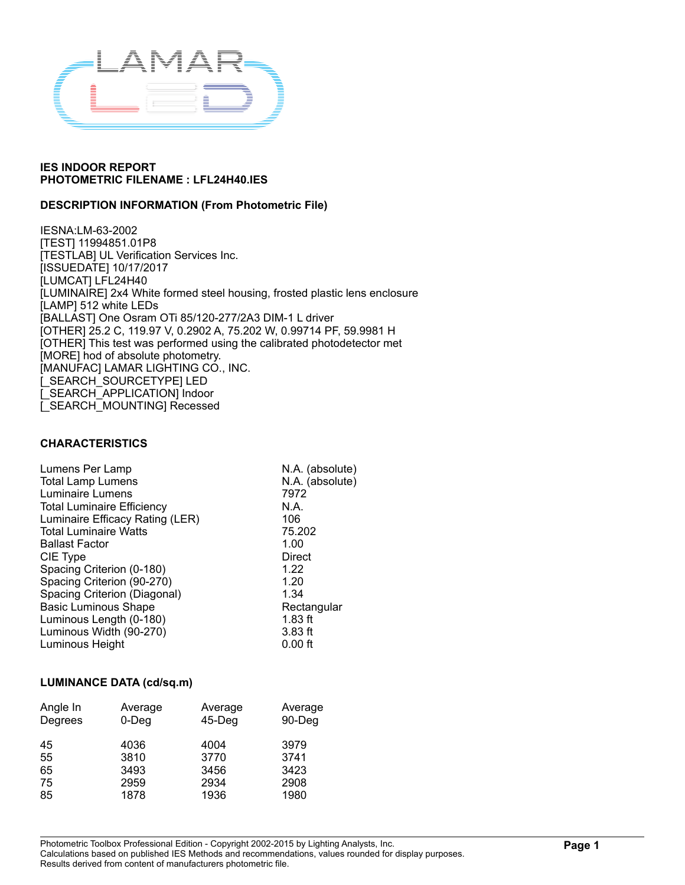**IES INDOOR REPORT**
**PHOTOMETRIC FILENAME : LFL24H40.IES**

**DESCRIPTION INFORMATION (From Photometric File)**

IESNA:LM-63-2002
[TEST] 11994851.01P8
[TESTLAB] UL Verification Services Inc.
[ISSUEDATE] 10/17/2017
[LUMCAT] LFL24H40
[LUMINAIRE] 2x4 White formed steel housing, frosted plastic lens enclosure
[LAMP] 512 white LEDs
[BALLAST] One Osram OTi 85/120-277/2A3 DIM-1 L driver
[OTHER] 25.2 C, 119.97 V, 0.2902 A, 75.202 W, 0.99714 PF, 59.9981 H
[OTHER] This test was performed using the calibrated photodetector met
[MORE] hod of absolute photometry.
[MANUFAC] LAMAR LIGHTING CO., INC.
[_SEARCH_SOURCETYPE] LED
[_SEARCH_APPLICATION] Indoor
[_SEARCH_MOUNTING] Recessed

**CHARACTERISTICS**

| | |
|---|---|
| Lumens Per Lamp | N.A. (absolute) |
| Total Lamp Lumens | N.A. (absolute) |
| Luminaire Lumens | 7972 |
| Total Luminaire Efficiency | N.A. |
| Luminaire Efficacy Rating (LER) | 106 |
| Total Luminaire Watts | 75.202 |
| Ballast Factor | 1.00 |
| CIE Type | Direct |
| Spacing Criterion (0-180) | 1.22 |
| Spacing Criterion (90-270) | 1.20 |
| Spacing Criterion (Diagonal) | 1.34 |
| Basic Luminous Shape | Rectangular |
| Luminous Length (0-180) | 1.83 ft |
| Luminous Width (90-270) | 3.83 ft |
| Luminous Height | 0.00 ft |

**LUMINANCE DATA (cd/sq.m)**

| Angle In Degrees | Average 0-Deg | Average 45-Deg | Average 90-Deg |
|---|---|---|---|
| 45 | 4036 | 4004 | 3979 |
| 55 | 3810 | 3770 | 3741 |
| 65 | 3493 | 3456 | 3423 |
| 75 | 2959 | 2934 | 2908 |
| 85 | 1878 | 1936 | 1980 |

Photometric Toolbox Professional Edition - Copyright 2002-2015 by Lighting Analysts, Inc.
Calculations based on published IES Methods and recommendations, values rounded for display purposes.
Results derived from content of manufacturers photometric file.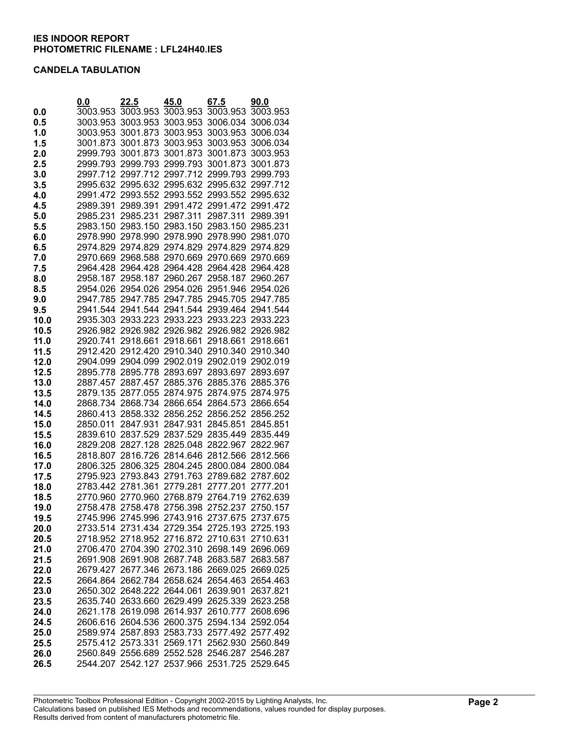**IES INDOOR REPORT**
**PHOTOMETRIC FILENAME : LFL24H40.IES**

**CANDELA TABULATION**

| | 0.0 | 22.5 | 45.0 | 67.5 | 90.0 |
|---|---|---|---|---|---|
| **0.0** | 3003.953 | 3003.953 | 3003.953 | 3003.953 | 3003.953 |
| **0.5** | 3003.953 | 3003.953 | 3003.953 | 3006.034 | 3006.034 |
| **1.0** | 3003.953 | 3001.873 | 3003.953 | 3003.953 | 3006.034 |
| **1.5** | 3001.873 | 3001.873 | 3003.953 | 3003.953 | 3006.034 |
| **2.0** | 2999.793 | 3001.873 | 3001.873 | 3001.873 | 3003.953 |
| **2.5** | 2999.793 | 2999.793 | 2999.793 | 3001.873 | 3001.873 |
| **3.0** | 2997.712 | 2997.712 | 2997.712 | 2999.793 | 2999.793 |
| **3.5** | 2995.632 | 2995.632 | 2995.632 | 2995.632 | 2997.712 |
| **4.0** | 2991.472 | 2993.552 | 2993.552 | 2993.552 | 2995.632 |
| **4.5** | 2989.391 | 2989.391 | 2991.472 | 2991.472 | 2991.472 |
| **5.0** | 2985.231 | 2985.231 | 2987.311 | 2987.311 | 2989.391 |
| **5.5** | 2983.150 | 2983.150 | 2983.150 | 2983.150 | 2985.231 |
| **6.0** | 2978.990 | 2978.990 | 2978.990 | 2978.990 | 2981.070 |
| **6.5** | 2974.829 | 2974.829 | 2974.829 | 2974.829 | 2974.829 |
| **7.0** | 2970.669 | 2968.588 | 2970.669 | 2970.669 | 2970.669 |
| **7.5** | 2964.428 | 2964.428 | 2964.428 | 2964.428 | 2964.428 |
| **8.0** | 2958.187 | 2958.187 | 2960.267 | 2958.187 | 2960.267 |
| **8.5** | 2954.026 | 2954.026 | 2954.026 | 2951.946 | 2954.026 |
| **9.0** | 2947.785 | 2947.785 | 2947.785 | 2945.705 | 2947.785 |
| **9.5** | 2941.544 | 2941.544 | 2941.544 | 2939.464 | 2941.544 |
| **10.0** | 2935.303 | 2933.223 | 2933.223 | 2933.223 | 2933.223 |
| **10.5** | 2926.982 | 2926.982 | 2926.982 | 2926.982 | 2926.982 |
| **11.0** | 2920.741 | 2918.661 | 2918.661 | 2918.661 | 2918.661 |
| **11.5** | 2912.420 | 2912.420 | 2910.340 | 2910.340 | 2910.340 |
| **12.0** | 2904.099 | 2904.099 | 2902.019 | 2902.019 | 2902.019 |
| **12.5** | 2895.778 | 2895.778 | 2893.697 | 2893.697 | 2893.697 |
| **13.0** | 2887.457 | 2887.457 | 2885.376 | 2885.376 | 2885.376 |
| **13.5** | 2879.135 | 2877.055 | 2874.975 | 2874.975 | 2874.975 |
| **14.0** | 2868.734 | 2868.734 | 2866.654 | 2864.573 | 2866.654 |
| **14.5** | 2860.413 | 2858.332 | 2856.252 | 2856.252 | 2856.252 |
| **15.0** | 2850.011 | 2847.931 | 2847.931 | 2845.851 | 2845.851 |
| **15.5** | 2839.610 | 2837.529 | 2837.529 | 2835.449 | 2835.449 |
| **16.0** | 2829.208 | 2827.128 | 2825.048 | 2822.967 | 2822.967 |
| **16.5** | 2818.807 | 2816.726 | 2814.646 | 2812.566 | 2812.566 |
| **17.0** | 2806.325 | 2806.325 | 2804.245 | 2800.084 | 2800.084 |
| **17.5** | 2795.923 | 2793.843 | 2791.763 | 2789.682 | 2787.602 |
| **18.0** | 2783.442 | 2781.361 | 2779.281 | 2777.201 | 2777.201 |
| **18.5** | 2770.960 | 2770.960 | 2768.879 | 2764.719 | 2762.639 |
| **19.0** | 2758.478 | 2758.478 | 2756.398 | 2752.237 | 2750.157 |
| **19.5** | 2745.996 | 2745.996 | 2743.916 | 2737.675 | 2737.675 |
| **20.0** | 2733.514 | 2731.434 | 2729.354 | 2725.193 | 2725.193 |
| **20.5** | 2718.952 | 2718.952 | 2716.872 | 2710.631 | 2710.631 |
| **21.0** | 2706.470 | 2704.390 | 2702.310 | 2698.149 | 2696.069 |
| **21.5** | 2691.908 | 2691.908 | 2687.748 | 2683.587 | 2683.587 |
| **22.0** | 2679.427 | 2677.346 | 2673.186 | 2669.025 | 2669.025 |
| **22.5** | 2664.864 | 2662.784 | 2658.624 | 2654.463 | 2654.463 |
| **23.0** | 2650.302 | 2648.222 | 2644.061 | 2639.901 | 2637.821 |
| **23.5** | 2635.740 | 2633.660 | 2629.499 | 2625.339 | 2623.258 |
| **24.0** | 2621.178 | 2619.098 | 2614.937 | 2610.777 | 2608.696 |
| **24.5** | 2606.616 | 2604.536 | 2600.375 | 2594.134 | 2592.054 |
| **25.0** | 2589.974 | 2587.893 | 2583.733 | 2577.492 | 2577.492 |
| **25.5** | 2575.412 | 2573.331 | 2569.171 | 2562.930 | 2560.849 |
| **26.0** | 2560.849 | 2556.689 | 2552.528 | 2546.287 | 2546.287 |
| **26.5** | 2544.207 | 2542.127 | 2537.966 | 2531.725 | 2529.645 |

Photometric Toolbox Professional Edition - Copyright 2002-2015 by Lighting Analysts, Inc.
Calculations based on published IES Methods and recommendations, values rounded for display purposes.
Results derived from content of manufacturers photometric file.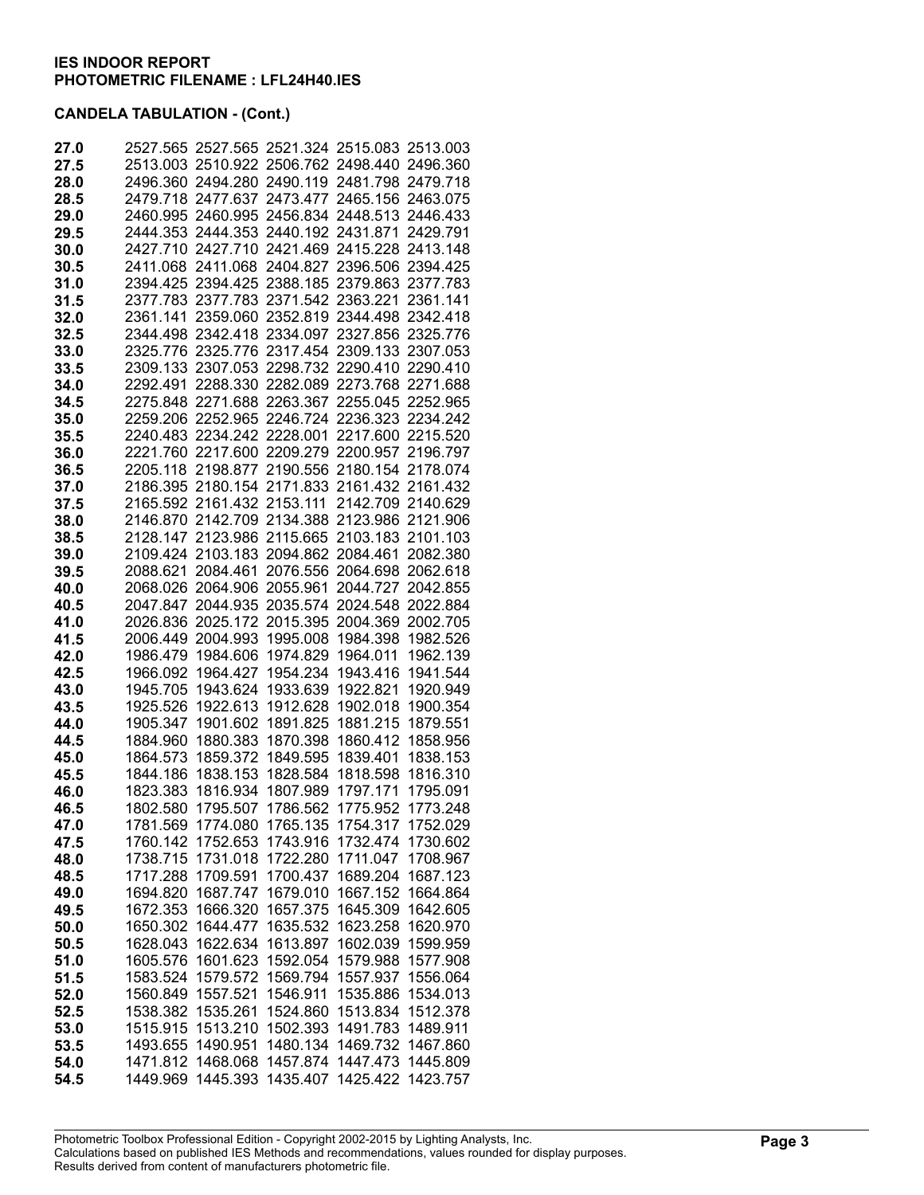**IES INDOOR REPORT**
**PHOTOMETRIC FILENAME : LFL24H40.IES**

**CANDELA TABULATION - (Cont.)**

| | | | | | |
|---|---|---|---|---|---|
| **27.0** | 2527.565 | 2527.565 | 2521.324 | 2515.083 | 2513.003 |
| **27.5** | 2513.003 | 2510.922 | 2506.762 | 2498.440 | 2496.360 |
| **28.0** | 2496.360 | 2494.280 | 2490.119 | 2481.798 | 2479.718 |
| **28.5** | 2479.718 | 2477.637 | 2473.477 | 2465.156 | 2463.075 |
| **29.0** | 2460.995 | 2460.995 | 2456.834 | 2448.513 | 2446.433 |
| **29.5** | 2444.353 | 2444.353 | 2440.192 | 2431.871 | 2429.791 |
| **30.0** | 2427.710 | 2427.710 | 2421.469 | 2415.228 | 2413.148 |
| **30.5** | 2411.068 | 2411.068 | 2404.827 | 2396.506 | 2394.425 |
| **31.0** | 2394.425 | 2394.425 | 2388.185 | 2379.863 | 2377.783 |
| **31.5** | 2377.783 | 2377.783 | 2371.542 | 2363.221 | 2361.141 |
| **32.0** | 2361.141 | 2359.060 | 2352.819 | 2344.498 | 2342.418 |
| **32.5** | 2344.498 | 2342.418 | 2334.097 | 2327.856 | 2325.776 |
| **33.0** | 2325.776 | 2325.776 | 2317.454 | 2309.133 | 2307.053 |
| **33.5** | 2309.133 | 2307.053 | 2298.732 | 2290.410 | 2290.410 |
| **34.0** | 2292.491 | 2288.330 | 2282.089 | 2273.768 | 2271.688 |
| **34.5** | 2275.848 | 2271.688 | 2263.367 | 2255.045 | 2252.965 |
| **35.0** | 2259.206 | 2252.965 | 2246.724 | 2236.323 | 2234.242 |
| **35.5** | 2240.483 | 2234.242 | 2228.001 | 2217.600 | 2215.520 |
| **36.0** | 2221.760 | 2217.600 | 2209.279 | 2200.957 | 2196.797 |
| **36.5** | 2205.118 | 2198.877 | 2190.556 | 2180.154 | 2178.074 |
| **37.0** | 2186.395 | 2180.154 | 2171.833 | 2161.432 | 2161.432 |
| **37.5** | 2165.592 | 2161.432 | 2153.111 | 2142.709 | 2140.629 |
| **38.0** | 2146.870 | 2142.709 | 2134.388 | 2123.986 | 2121.906 |
| **38.5** | 2128.147 | 2123.986 | 2115.665 | 2103.183 | 2101.103 |
| **39.0** | 2109.424 | 2103.183 | 2094.862 | 2084.461 | 2082.380 |
| **39.5** | 2088.621 | 2084.461 | 2076.556 | 2064.698 | 2062.618 |
| **40.0** | 2068.026 | 2064.906 | 2055.961 | 2044.727 | 2042.855 |
| **40.5** | 2047.847 | 2044.935 | 2035.574 | 2024.548 | 2022.884 |
| **41.0** | 2026.836 | 2025.172 | 2015.395 | 2004.369 | 2002.705 |
| **41.5** | 2006.449 | 2004.993 | 1995.008 | 1984.398 | 1982.526 |
| **42.0** | 1986.479 | 1984.606 | 1974.829 | 1964.011 | 1962.139 |
| **42.5** | 1966.092 | 1964.427 | 1954.234 | 1943.416 | 1941.544 |
| **43.0** | 1945.705 | 1943.624 | 1933.639 | 1922.821 | 1920.949 |
| **43.5** | 1925.526 | 1922.613 | 1912.628 | 1902.018 | 1900.354 |
| **44.0** | 1905.347 | 1901.602 | 1891.825 | 1881.215 | 1879.551 |
| **44.5** | 1884.960 | 1880.383 | 1870.398 | 1860.412 | 1858.956 |
| **45.0** | 1864.573 | 1859.372 | 1849.595 | 1839.401 | 1838.153 |
| **45.5** | 1844.186 | 1838.153 | 1828.584 | 1818.598 | 1816.310 |
| **46.0** | 1823.383 | 1816.934 | 1807.989 | 1797.171 | 1795.091 |
| **46.5** | 1802.580 | 1795.507 | 1786.562 | 1775.952 | 1773.248 |
| **47.0** | 1781.569 | 1774.080 | 1765.135 | 1754.317 | 1752.029 |
| **47.5** | 1760.142 | 1752.653 | 1743.916 | 1732.474 | 1730.602 |
| **48.0** | 1738.715 | 1731.018 | 1722.280 | 1711.047 | 1708.967 |
| **48.5** | 1717.288 | 1709.591 | 1700.437 | 1689.204 | 1687.123 |
| **49.0** | 1694.820 | 1687.747 | 1679.010 | 1667.152 | 1664.864 |
| **49.5** | 1672.353 | 1666.320 | 1657.375 | 1645.309 | 1642.605 |
| **50.0** | 1650.302 | 1644.477 | 1635.532 | 1623.258 | 1620.970 |
| **50.5** | 1628.043 | 1622.634 | 1613.897 | 1602.039 | 1599.959 |
| **51.0** | 1605.576 | 1601.623 | 1592.054 | 1579.988 | 1577.908 |
| **51.5** | 1583.524 | 1579.572 | 1569.794 | 1557.937 | 1556.064 |
| **52.0** | 1560.849 | 1557.521 | 1546.911 | 1535.886 | 1534.013 |
| **52.5** | 1538.382 | 1535.261 | 1524.860 | 1513.834 | 1512.378 |
| **53.0** | 1515.915 | 1513.210 | 1502.393 | 1491.783 | 1489.911 |
| **53.5** | 1493.655 | 1490.951 | 1480.134 | 1469.732 | 1467.860 |
| **54.0** | 1471.812 | 1468.068 | 1457.874 | 1447.473 | 1445.809 |
| **54.5** | 1449.969 | 1445.393 | 1435.407 | 1425.422 | 1423.757 |

Photometric Toolbox Professional Edition - Copyright 2002-2015 by Lighting Analysts, Inc.
Calculations based on published IES Methods and recommendations, values rounded for display purposes.
Results derived from content of manufacturers photometric file.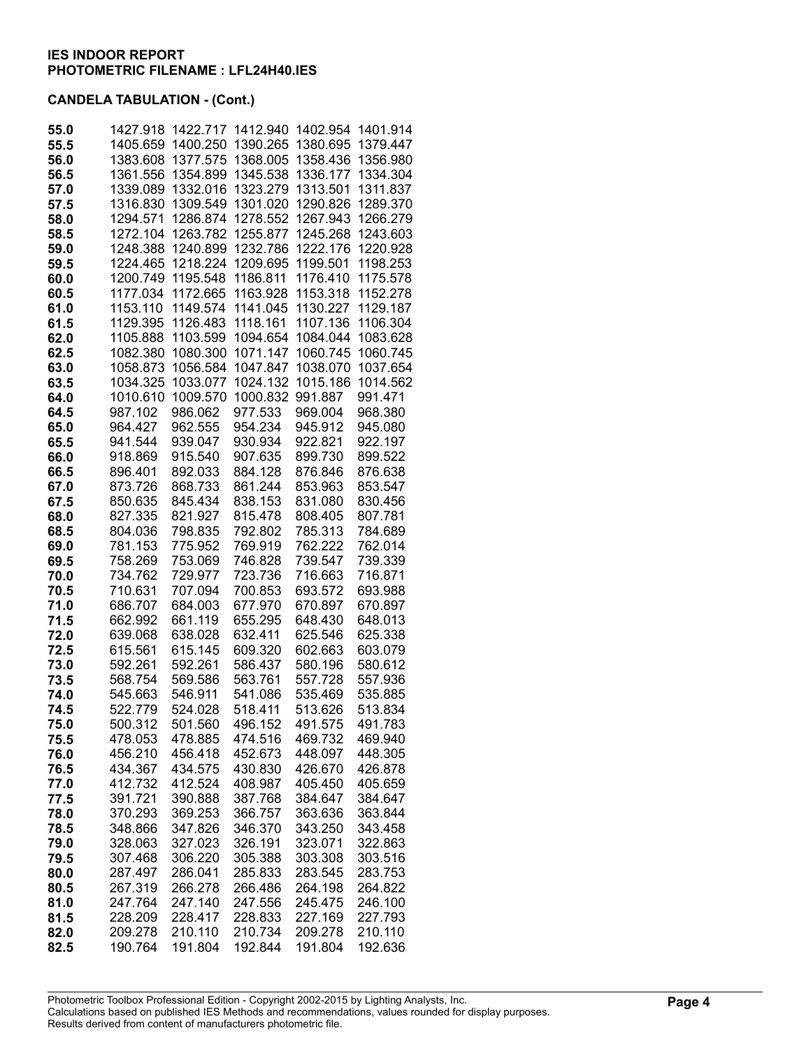**IES INDOOR REPORT**
**PHOTOMETRIC FILENAME : LFL24H40.IES**

**CANDELA TABULATION - (Cont.)**

| | | | | | |
|---|---|---|---|---|---|
| **55.0** | 1427.918 | 1422.717 | 1412.940 | 1402.954 | 1401.914 |
| **55.5** | 1405.659 | 1400.250 | 1390.265 | 1380.695 | 1379.447 |
| **56.0** | 1383.608 | 1377.575 | 1368.005 | 1358.436 | 1356.980 |
| **56.5** | 1361.556 | 1354.899 | 1345.538 | 1336.177 | 1334.304 |
| **57.0** | 1339.089 | 1332.016 | 1323.279 | 1313.501 | 1311.837 |
| **57.5** | 1316.830 | 1309.549 | 1301.020 | 1290.826 | 1289.370 |
| **58.0** | 1294.571 | 1286.874 | 1278.552 | 1267.943 | 1266.279 |
| **58.5** | 1272.104 | 1263.782 | 1255.877 | 1245.268 | 1243.603 |
| **59.0** | 1248.388 | 1240.899 | 1232.786 | 1222.176 | 1220.928 |
| **59.5** | 1224.465 | 1218.224 | 1209.695 | 1199.501 | 1198.253 |
| **60.0** | 1200.749 | 1195.548 | 1186.811 | 1176.410 | 1175.578 |
| **60.5** | 1177.034 | 1172.665 | 1163.928 | 1153.318 | 1152.278 |
| **61.0** | 1153.110 | 1149.574 | 1141.045 | 1130.227 | 1129.187 |
| **61.5** | 1129.395 | 1126.483 | 1118.161 | 1107.136 | 1106.304 |
| **62.0** | 1105.888 | 1103.599 | 1094.654 | 1084.044 | 1083.628 |
| **62.5** | 1082.380 | 1080.300 | 1071.147 | 1060.745 | 1060.745 |
| **63.0** | 1058.873 | 1056.584 | 1047.847 | 1038.070 | 1037.654 |
| **63.5** | 1034.325 | 1033.077 | 1024.132 | 1015.186 | 1014.562 |
| **64.0** | 1010.610 | 1009.570 | 1000.832 | 991.887 | 991.471 |
| **64.5** | 987.102 | 986.062 | 977.533 | 969.004 | 968.380 |
| **65.0** | 964.427 | 962.555 | 954.234 | 945.912 | 945.080 |
| **65.5** | 941.544 | 939.047 | 930.934 | 922.821 | 922.197 |
| **66.0** | 918.869 | 915.540 | 907.635 | 899.730 | 899.522 |
| **66.5** | 896.401 | 892.033 | 884.128 | 876.846 | 876.638 |
| **67.0** | 873.726 | 868.733 | 861.244 | 853.963 | 853.547 |
| **67.5** | 850.635 | 845.434 | 838.153 | 831.080 | 830.456 |
| **68.0** | 827.335 | 821.927 | 815.478 | 808.405 | 807.781 |
| **68.5** | 804.036 | 798.835 | 792.802 | 785.313 | 784.689 |
| **69.0** | 781.153 | 775.952 | 769.919 | 762.222 | 762.014 |
| **69.5** | 758.269 | 753.069 | 746.828 | 739.547 | 739.339 |
| **70.0** | 734.762 | 729.977 | 723.736 | 716.663 | 716.871 |
| **70.5** | 710.631 | 707.094 | 700.853 | 693.572 | 693.988 |
| **71.0** | 686.707 | 684.003 | 677.970 | 670.897 | 670.897 |
| **71.5** | 662.992 | 661.119 | 655.295 | 648.430 | 648.013 |
| **72.0** | 639.068 | 638.028 | 632.411 | 625.546 | 625.338 |
| **72.5** | 615.561 | 615.145 | 609.320 | 602.663 | 603.079 |
| **73.0** | 592.261 | 592.261 | 586.437 | 580.196 | 580.612 |
| **73.5** | 568.754 | 569.586 | 563.761 | 557.728 | 557.936 |
| **74.0** | 545.663 | 546.911 | 541.086 | 535.469 | 535.885 |
| **74.5** | 522.779 | 524.028 | 518.411 | 513.626 | 513.834 |
| **75.0** | 500.312 | 501.560 | 496.152 | 491.575 | 491.783 |
| **75.5** | 478.053 | 478.885 | 474.516 | 469.732 | 469.940 |
| **76.0** | 456.210 | 456.418 | 452.673 | 448.097 | 448.305 |
| **76.5** | 434.367 | 434.575 | 430.830 | 426.670 | 426.878 |
| **77.0** | 412.732 | 412.524 | 408.987 | 405.450 | 405.659 |
| **77.5** | 391.721 | 390.888 | 387.768 | 384.647 | 384.647 |
| **78.0** | 370.293 | 369.253 | 366.757 | 363.636 | 363.844 |
| **78.5** | 348.866 | 347.826 | 346.370 | 343.250 | 343.458 |
| **79.0** | 328.063 | 327.023 | 326.191 | 323.071 | 322.863 |
| **79.5** | 307.468 | 306.220 | 305.388 | 303.308 | 303.516 |
| **80.0** | 287.497 | 286.041 | 285.833 | 283.545 | 283.753 |
| **80.5** | 267.319 | 266.278 | 266.486 | 264.198 | 264.822 |
| **81.0** | 247.764 | 247.140 | 247.556 | 245.475 | 246.100 |
| **81.5** | 228.209 | 228.417 | 228.833 | 227.169 | 227.793 |
| **82.0** | 209.278 | 210.110 | 210.734 | 209.278 | 210.110 |
| **82.5** | 190.764 | 191.804 | 192.844 | 191.804 | 192.636 |

Photometric Toolbox Professional Edition - Copyright 2002-2015 by Lighting Analysts, Inc.
Calculations based on published IES Methods and recommendations, values rounded for display purposes.
Results derived from content of manufacturers photometric file.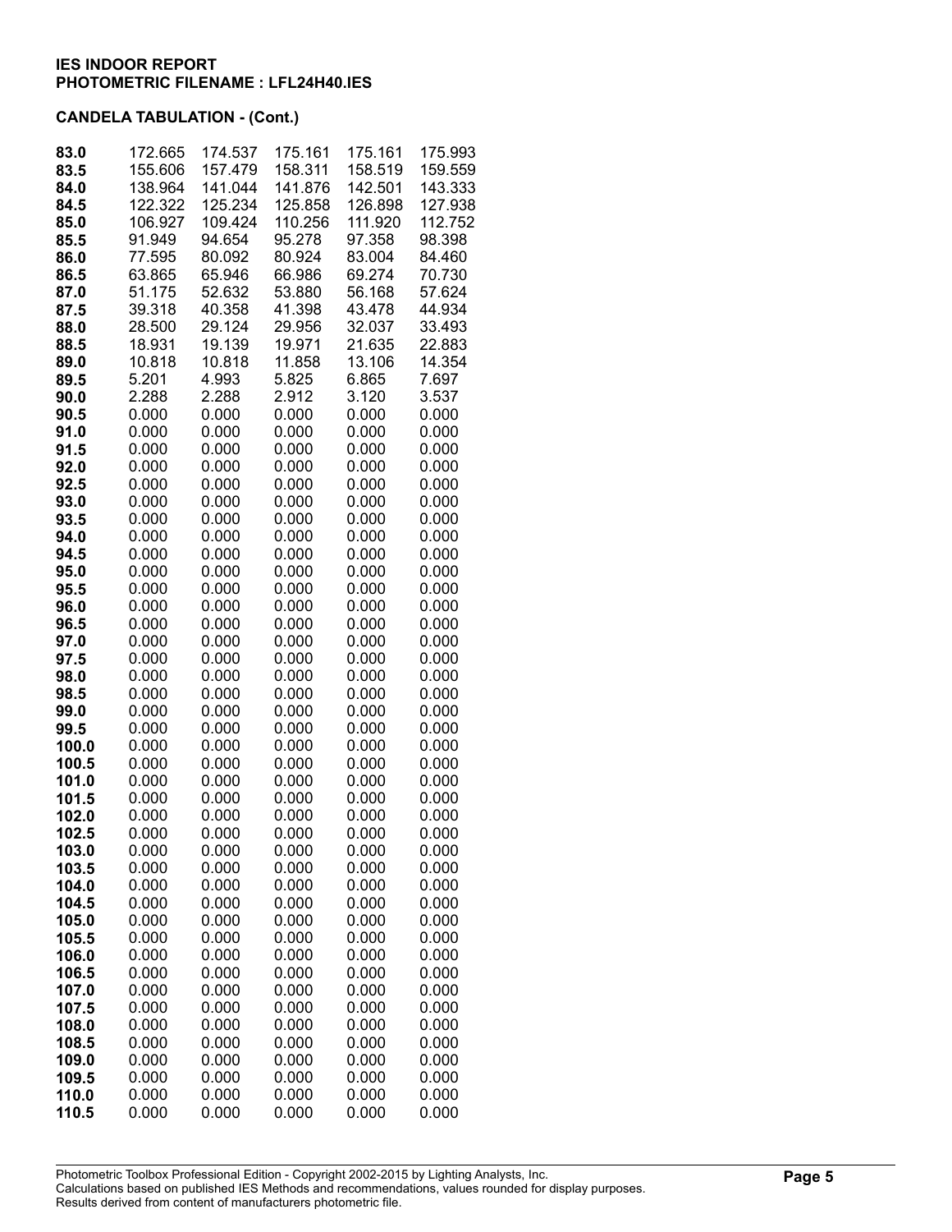**IES INDOOR REPORT**
**PHOTOMETRIC FILENAME : LFL24H40.IES**

**CANDELA TABULATION - (Cont.)**

| | | | | | |
|---|---|---|---|---|---|
| **83.0** | 172.665 | 174.537 | 175.161 | 175.161 | 175.993 |
| **83.5** | 155.606 | 157.479 | 158.311 | 158.519 | 159.559 |
| **84.0** | 138.964 | 141.044 | 141.876 | 142.501 | 143.333 |
| **84.5** | 122.322 | 125.234 | 125.858 | 126.898 | 127.938 |
| **85.0** | 106.927 | 109.424 | 110.256 | 111.920 | 112.752 |
| **85.5** | 91.949 | 94.654 | 95.278 | 97.358 | 98.398 |
| **86.0** | 77.595 | 80.092 | 80.924 | 83.004 | 84.460 |
| **86.5** | 63.865 | 65.946 | 66.986 | 69.274 | 70.730 |
| **87.0** | 51.175 | 52.632 | 53.880 | 56.168 | 57.624 |
| **87.5** | 39.318 | 40.358 | 41.398 | 43.478 | 44.934 |
| **88.0** | 28.500 | 29.124 | 29.956 | 32.037 | 33.493 |
| **88.5** | 18.931 | 19.139 | 19.971 | 21.635 | 22.883 |
| **89.0** | 10.818 | 10.818 | 11.858 | 13.106 | 14.354 |
| **89.5** | 5.201 | 4.993 | 5.825 | 6.865 | 7.697 |
| **90.0** | 2.288 | 2.288 | 2.912 | 3.120 | 3.537 |
| **90.5** | 0.000 | 0.000 | 0.000 | 0.000 | 0.000 |
| **91.0** | 0.000 | 0.000 | 0.000 | 0.000 | 0.000 |
| **91.5** | 0.000 | 0.000 | 0.000 | 0.000 | 0.000 |
| **92.0** | 0.000 | 0.000 | 0.000 | 0.000 | 0.000 |
| **92.5** | 0.000 | 0.000 | 0.000 | 0.000 | 0.000 |
| **93.0** | 0.000 | 0.000 | 0.000 | 0.000 | 0.000 |
| **93.5** | 0.000 | 0.000 | 0.000 | 0.000 | 0.000 |
| **94.0** | 0.000 | 0.000 | 0.000 | 0.000 | 0.000 |
| **94.5** | 0.000 | 0.000 | 0.000 | 0.000 | 0.000 |
| **95.0** | 0.000 | 0.000 | 0.000 | 0.000 | 0.000 |
| **95.5** | 0.000 | 0.000 | 0.000 | 0.000 | 0.000 |
| **96.0** | 0.000 | 0.000 | 0.000 | 0.000 | 0.000 |
| **96.5** | 0.000 | 0.000 | 0.000 | 0.000 | 0.000 |
| **97.0** | 0.000 | 0.000 | 0.000 | 0.000 | 0.000 |
| **97.5** | 0.000 | 0.000 | 0.000 | 0.000 | 0.000 |
| **98.0** | 0.000 | 0.000 | 0.000 | 0.000 | 0.000 |
| **98.5** | 0.000 | 0.000 | 0.000 | 0.000 | 0.000 |
| **99.0** | 0.000 | 0.000 | 0.000 | 0.000 | 0.000 |
| **99.5** | 0.000 | 0.000 | 0.000 | 0.000 | 0.000 |
| **100.0** | 0.000 | 0.000 | 0.000 | 0.000 | 0.000 |
| **100.5** | 0.000 | 0.000 | 0.000 | 0.000 | 0.000 |
| **101.0** | 0.000 | 0.000 | 0.000 | 0.000 | 0.000 |
| **101.5** | 0.000 | 0.000 | 0.000 | 0.000 | 0.000 |
| **102.0** | 0.000 | 0.000 | 0.000 | 0.000 | 0.000 |
| **102.5** | 0.000 | 0.000 | 0.000 | 0.000 | 0.000 |
| **103.0** | 0.000 | 0.000 | 0.000 | 0.000 | 0.000 |
| **103.5** | 0.000 | 0.000 | 0.000 | 0.000 | 0.000 |
| **104.0** | 0.000 | 0.000 | 0.000 | 0.000 | 0.000 |
| **104.5** | 0.000 | 0.000 | 0.000 | 0.000 | 0.000 |
| **105.0** | 0.000 | 0.000 | 0.000 | 0.000 | 0.000 |
| **105.5** | 0.000 | 0.000 | 0.000 | 0.000 | 0.000 |
| **106.0** | 0.000 | 0.000 | 0.000 | 0.000 | 0.000 |
| **106.5** | 0.000 | 0.000 | 0.000 | 0.000 | 0.000 |
| **107.0** | 0.000 | 0.000 | 0.000 | 0.000 | 0.000 |
| **107.5** | 0.000 | 0.000 | 0.000 | 0.000 | 0.000 |
| **108.0** | 0.000 | 0.000 | 0.000 | 0.000 | 0.000 |
| **108.5** | 0.000 | 0.000 | 0.000 | 0.000 | 0.000 |
| **109.0** | 0.000 | 0.000 | 0.000 | 0.000 | 0.000 |
| **109.5** | 0.000 | 0.000 | 0.000 | 0.000 | 0.000 |
| **110.0** | 0.000 | 0.000 | 0.000 | 0.000 | 0.000 |
| **110.5** | 0.000 | 0.000 | 0.000 | 0.000 | 0.000 |

Photometric Toolbox Professional Edition - Copyright 2002-2015 by Lighting Analysts, Inc.
Calculations based on published IES Methods and recommendations, values rounded for display purposes.
Results derived from content of manufacturers photometric file.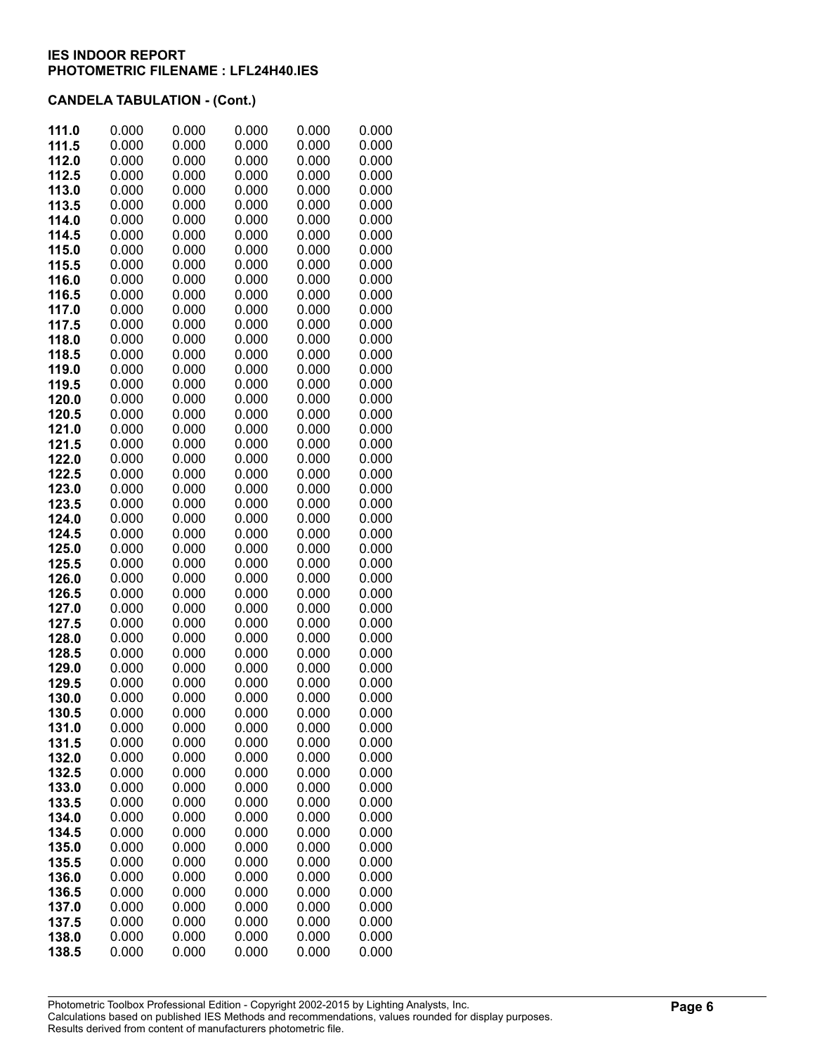**IES INDOOR REPORT**
**PHOTOMETRIC FILENAME : LFL24H40.IES**

**CANDELA TABULATION - (Cont.)**

| | | | | | |
|---|---|---|---|---|---|
| **111.0** | 0.000 | 0.000 | 0.000 | 0.000 | 0.000 |
| **111.5** | 0.000 | 0.000 | 0.000 | 0.000 | 0.000 |
| **112.0** | 0.000 | 0.000 | 0.000 | 0.000 | 0.000 |
| **112.5** | 0.000 | 0.000 | 0.000 | 0.000 | 0.000 |
| **113.0** | 0.000 | 0.000 | 0.000 | 0.000 | 0.000 |
| **113.5** | 0.000 | 0.000 | 0.000 | 0.000 | 0.000 |
| **114.0** | 0.000 | 0.000 | 0.000 | 0.000 | 0.000 |
| **114.5** | 0.000 | 0.000 | 0.000 | 0.000 | 0.000 |
| **115.0** | 0.000 | 0.000 | 0.000 | 0.000 | 0.000 |
| **115.5** | 0.000 | 0.000 | 0.000 | 0.000 | 0.000 |
| **116.0** | 0.000 | 0.000 | 0.000 | 0.000 | 0.000 |
| **116.5** | 0.000 | 0.000 | 0.000 | 0.000 | 0.000 |
| **117.0** | 0.000 | 0.000 | 0.000 | 0.000 | 0.000 |
| **117.5** | 0.000 | 0.000 | 0.000 | 0.000 | 0.000 |
| **118.0** | 0.000 | 0.000 | 0.000 | 0.000 | 0.000 |
| **118.5** | 0.000 | 0.000 | 0.000 | 0.000 | 0.000 |
| **119.0** | 0.000 | 0.000 | 0.000 | 0.000 | 0.000 |
| **119.5** | 0.000 | 0.000 | 0.000 | 0.000 | 0.000 |
| **120.0** | 0.000 | 0.000 | 0.000 | 0.000 | 0.000 |
| **120.5** | 0.000 | 0.000 | 0.000 | 0.000 | 0.000 |
| **121.0** | 0.000 | 0.000 | 0.000 | 0.000 | 0.000 |
| **121.5** | 0.000 | 0.000 | 0.000 | 0.000 | 0.000 |
| **122.0** | 0.000 | 0.000 | 0.000 | 0.000 | 0.000 |
| **122.5** | 0.000 | 0.000 | 0.000 | 0.000 | 0.000 |
| **123.0** | 0.000 | 0.000 | 0.000 | 0.000 | 0.000 |
| **123.5** | 0.000 | 0.000 | 0.000 | 0.000 | 0.000 |
| **124.0** | 0.000 | 0.000 | 0.000 | 0.000 | 0.000 |
| **124.5** | 0.000 | 0.000 | 0.000 | 0.000 | 0.000 |
| **125.0** | 0.000 | 0.000 | 0.000 | 0.000 | 0.000 |
| **125.5** | 0.000 | 0.000 | 0.000 | 0.000 | 0.000 |
| **126.0** | 0.000 | 0.000 | 0.000 | 0.000 | 0.000 |
| **126.5** | 0.000 | 0.000 | 0.000 | 0.000 | 0.000 |
| **127.0** | 0.000 | 0.000 | 0.000 | 0.000 | 0.000 |
| **127.5** | 0.000 | 0.000 | 0.000 | 0.000 | 0.000 |
| **128.0** | 0.000 | 0.000 | 0.000 | 0.000 | 0.000 |
| **128.5** | 0.000 | 0.000 | 0.000 | 0.000 | 0.000 |
| **129.0** | 0.000 | 0.000 | 0.000 | 0.000 | 0.000 |
| **129.5** | 0.000 | 0.000 | 0.000 | 0.000 | 0.000 |
| **130.0** | 0.000 | 0.000 | 0.000 | 0.000 | 0.000 |
| **130.5** | 0.000 | 0.000 | 0.000 | 0.000 | 0.000 |
| **131.0** | 0.000 | 0.000 | 0.000 | 0.000 | 0.000 |
| **131.5** | 0.000 | 0.000 | 0.000 | 0.000 | 0.000 |
| **132.0** | 0.000 | 0.000 | 0.000 | 0.000 | 0.000 |
| **132.5** | 0.000 | 0.000 | 0.000 | 0.000 | 0.000 |
| **133.0** | 0.000 | 0.000 | 0.000 | 0.000 | 0.000 |
| **133.5** | 0.000 | 0.000 | 0.000 | 0.000 | 0.000 |
| **134.0** | 0.000 | 0.000 | 0.000 | 0.000 | 0.000 |
| **134.5** | 0.000 | 0.000 | 0.000 | 0.000 | 0.000 |
| **135.0** | 0.000 | 0.000 | 0.000 | 0.000 | 0.000 |
| **135.5** | 0.000 | 0.000 | 0.000 | 0.000 | 0.000 |
| **136.0** | 0.000 | 0.000 | 0.000 | 0.000 | 0.000 |
| **136.5** | 0.000 | 0.000 | 0.000 | 0.000 | 0.000 |
| **137.0** | 0.000 | 0.000 | 0.000 | 0.000 | 0.000 |
| **137.5** | 0.000 | 0.000 | 0.000 | 0.000 | 0.000 |
| **138.0** | 0.000 | 0.000 | 0.000 | 0.000 | 0.000 |
| **138.5** | 0.000 | 0.000 | 0.000 | 0.000 | 0.000 |

Photometric Toolbox Professional Edition - Copyright 2002-2015 by Lighting Analysts, Inc.
Calculations based on published IES Methods and recommendations, values rounded for display purposes.
Results derived from content of manufacturers photometric file.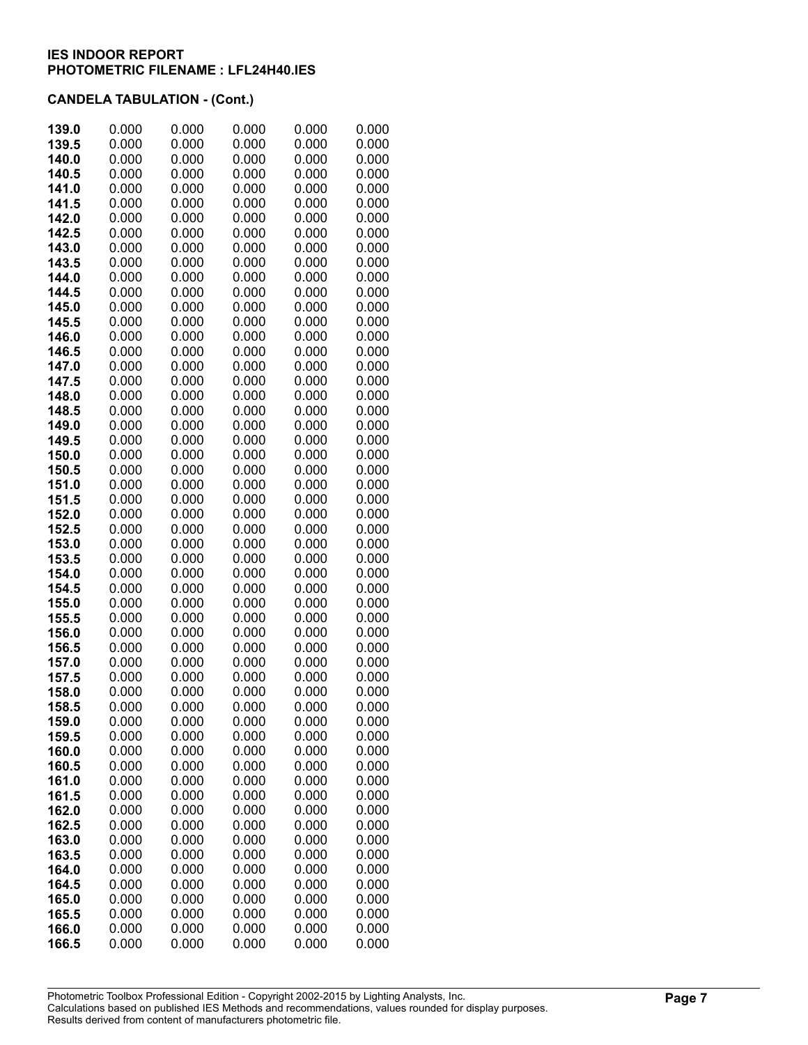**IES INDOOR REPORT**
**PHOTOMETRIC FILENAME : LFL24H40.IES**

**CANDELA TABULATION - (Cont.)**

| | | | | | |
|---|---|---|---|---|---|
| **139.0** | 0.000 | 0.000 | 0.000 | 0.000 | 0.000 |
| **139.5** | 0.000 | 0.000 | 0.000 | 0.000 | 0.000 |
| **140.0** | 0.000 | 0.000 | 0.000 | 0.000 | 0.000 |
| **140.5** | 0.000 | 0.000 | 0.000 | 0.000 | 0.000 |
| **141.0** | 0.000 | 0.000 | 0.000 | 0.000 | 0.000 |
| **141.5** | 0.000 | 0.000 | 0.000 | 0.000 | 0.000 |
| **142.0** | 0.000 | 0.000 | 0.000 | 0.000 | 0.000 |
| **142.5** | 0.000 | 0.000 | 0.000 | 0.000 | 0.000 |
| **143.0** | 0.000 | 0.000 | 0.000 | 0.000 | 0.000 |
| **143.5** | 0.000 | 0.000 | 0.000 | 0.000 | 0.000 |
| **144.0** | 0.000 | 0.000 | 0.000 | 0.000 | 0.000 |
| **144.5** | 0.000 | 0.000 | 0.000 | 0.000 | 0.000 |
| **145.0** | 0.000 | 0.000 | 0.000 | 0.000 | 0.000 |
| **145.5** | 0.000 | 0.000 | 0.000 | 0.000 | 0.000 |
| **146.0** | 0.000 | 0.000 | 0.000 | 0.000 | 0.000 |
| **146.5** | 0.000 | 0.000 | 0.000 | 0.000 | 0.000 |
| **147.0** | 0.000 | 0.000 | 0.000 | 0.000 | 0.000 |
| **147.5** | 0.000 | 0.000 | 0.000 | 0.000 | 0.000 |
| **148.0** | 0.000 | 0.000 | 0.000 | 0.000 | 0.000 |
| **148.5** | 0.000 | 0.000 | 0.000 | 0.000 | 0.000 |
| **149.0** | 0.000 | 0.000 | 0.000 | 0.000 | 0.000 |
| **149.5** | 0.000 | 0.000 | 0.000 | 0.000 | 0.000 |
| **150.0** | 0.000 | 0.000 | 0.000 | 0.000 | 0.000 |
| **150.5** | 0.000 | 0.000 | 0.000 | 0.000 | 0.000 |
| **151.0** | 0.000 | 0.000 | 0.000 | 0.000 | 0.000 |
| **151.5** | 0.000 | 0.000 | 0.000 | 0.000 | 0.000 |
| **152.0** | 0.000 | 0.000 | 0.000 | 0.000 | 0.000 |
| **152.5** | 0.000 | 0.000 | 0.000 | 0.000 | 0.000 |
| **153.0** | 0.000 | 0.000 | 0.000 | 0.000 | 0.000 |
| **153.5** | 0.000 | 0.000 | 0.000 | 0.000 | 0.000 |
| **154.0** | 0.000 | 0.000 | 0.000 | 0.000 | 0.000 |
| **154.5** | 0.000 | 0.000 | 0.000 | 0.000 | 0.000 |
| **155.0** | 0.000 | 0.000 | 0.000 | 0.000 | 0.000 |
| **155.5** | 0.000 | 0.000 | 0.000 | 0.000 | 0.000 |
| **156.0** | 0.000 | 0.000 | 0.000 | 0.000 | 0.000 |
| **156.5** | 0.000 | 0.000 | 0.000 | 0.000 | 0.000 |
| **157.0** | 0.000 | 0.000 | 0.000 | 0.000 | 0.000 |
| **157.5** | 0.000 | 0.000 | 0.000 | 0.000 | 0.000 |
| **158.0** | 0.000 | 0.000 | 0.000 | 0.000 | 0.000 |
| **158.5** | 0.000 | 0.000 | 0.000 | 0.000 | 0.000 |
| **159.0** | 0.000 | 0.000 | 0.000 | 0.000 | 0.000 |
| **159.5** | 0.000 | 0.000 | 0.000 | 0.000 | 0.000 |
| **160.0** | 0.000 | 0.000 | 0.000 | 0.000 | 0.000 |
| **160.5** | 0.000 | 0.000 | 0.000 | 0.000 | 0.000 |
| **161.0** | 0.000 | 0.000 | 0.000 | 0.000 | 0.000 |
| **161.5** | 0.000 | 0.000 | 0.000 | 0.000 | 0.000 |
| **162.0** | 0.000 | 0.000 | 0.000 | 0.000 | 0.000 |
| **162.5** | 0.000 | 0.000 | 0.000 | 0.000 | 0.000 |
| **163.0** | 0.000 | 0.000 | 0.000 | 0.000 | 0.000 |
| **163.5** | 0.000 | 0.000 | 0.000 | 0.000 | 0.000 |
| **164.0** | 0.000 | 0.000 | 0.000 | 0.000 | 0.000 |
| **164.5** | 0.000 | 0.000 | 0.000 | 0.000 | 0.000 |
| **165.0** | 0.000 | 0.000 | 0.000 | 0.000 | 0.000 |
| **165.5** | 0.000 | 0.000 | 0.000 | 0.000 | 0.000 |
| **166.0** | 0.000 | 0.000 | 0.000 | 0.000 | 0.000 |
| **166.5** | 0.000 | 0.000 | 0.000 | 0.000 | 0.000 |

Photometric Toolbox Professional Edition - Copyright 2002-2015 by Lighting Analysts, Inc.
Calculations based on published IES Methods and recommendations, values rounded for display purposes.
Results derived from content of manufacturers photometric file.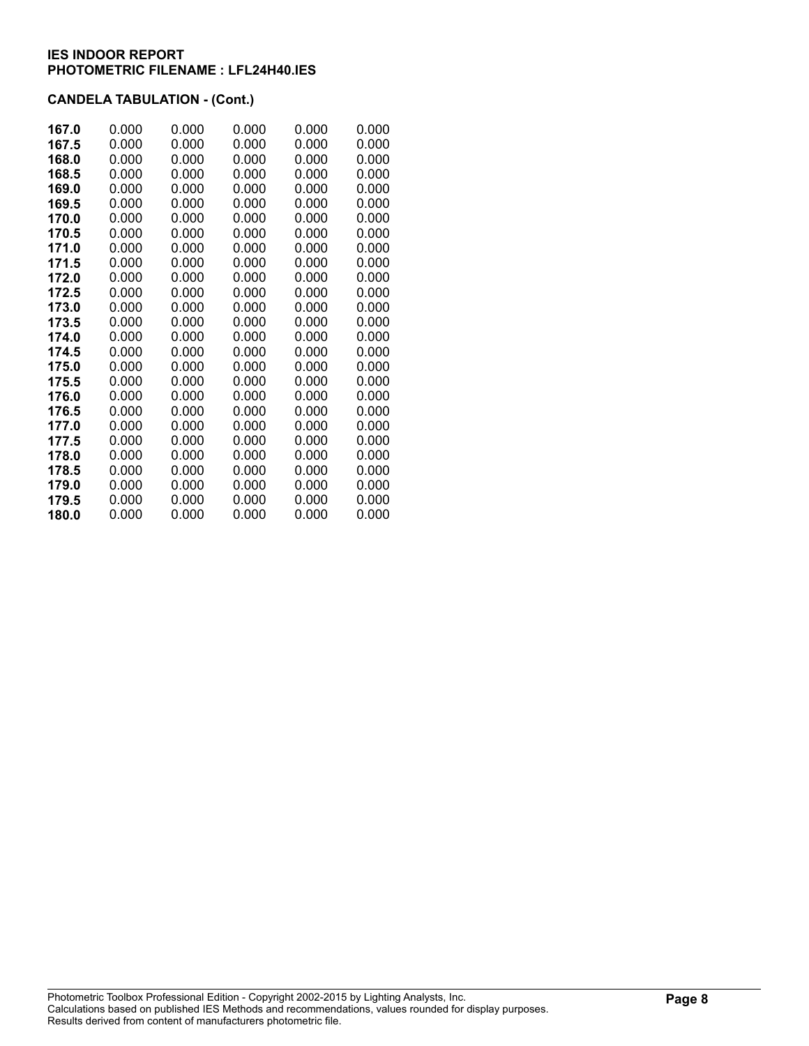**IES INDOOR REPORT**
**PHOTOMETRIC FILENAME : LFL24H40.IES**

**CANDELA TABULATION - (Cont.)**

| | | | | | |
|---|---|---|---|---|---|
| **167.0** | 0.000 | 0.000 | 0.000 | 0.000 | 0.000 |
| **167.5** | 0.000 | 0.000 | 0.000 | 0.000 | 0.000 |
| **168.0** | 0.000 | 0.000 | 0.000 | 0.000 | 0.000 |
| **168.5** | 0.000 | 0.000 | 0.000 | 0.000 | 0.000 |
| **169.0** | 0.000 | 0.000 | 0.000 | 0.000 | 0.000 |
| **169.5** | 0.000 | 0.000 | 0.000 | 0.000 | 0.000 |
| **170.0** | 0.000 | 0.000 | 0.000 | 0.000 | 0.000 |
| **170.5** | 0.000 | 0.000 | 0.000 | 0.000 | 0.000 |
| **171.0** | 0.000 | 0.000 | 0.000 | 0.000 | 0.000 |
| **171.5** | 0.000 | 0.000 | 0.000 | 0.000 | 0.000 |
| **172.0** | 0.000 | 0.000 | 0.000 | 0.000 | 0.000 |
| **172.5** | 0.000 | 0.000 | 0.000 | 0.000 | 0.000 |
| **173.0** | 0.000 | 0.000 | 0.000 | 0.000 | 0.000 |
| **173.5** | 0.000 | 0.000 | 0.000 | 0.000 | 0.000 |
| **174.0** | 0.000 | 0.000 | 0.000 | 0.000 | 0.000 |
| **174.5** | 0.000 | 0.000 | 0.000 | 0.000 | 0.000 |
| **175.0** | 0.000 | 0.000 | 0.000 | 0.000 | 0.000 |
| **175.5** | 0.000 | 0.000 | 0.000 | 0.000 | 0.000 |
| **176.0** | 0.000 | 0.000 | 0.000 | 0.000 | 0.000 |
| **176.5** | 0.000 | 0.000 | 0.000 | 0.000 | 0.000 |
| **177.0** | 0.000 | 0.000 | 0.000 | 0.000 | 0.000 |
| **177.5** | 0.000 | 0.000 | 0.000 | 0.000 | 0.000 |
| **178.0** | 0.000 | 0.000 | 0.000 | 0.000 | 0.000 |
| **178.5** | 0.000 | 0.000 | 0.000 | 0.000 | 0.000 |
| **179.0** | 0.000 | 0.000 | 0.000 | 0.000 | 0.000 |
| **179.5** | 0.000 | 0.000 | 0.000 | 0.000 | 0.000 |
| **180.0** | 0.000 | 0.000 | 0.000 | 0.000 | 0.000 |

Photometric Toolbox Professional Edition - Copyright 2002-2015 by Lighting Analysts, Inc.
Calculations based on published IES Methods and recommendations, values rounded for display purposes.
Results derived from content of manufacturers photometric file.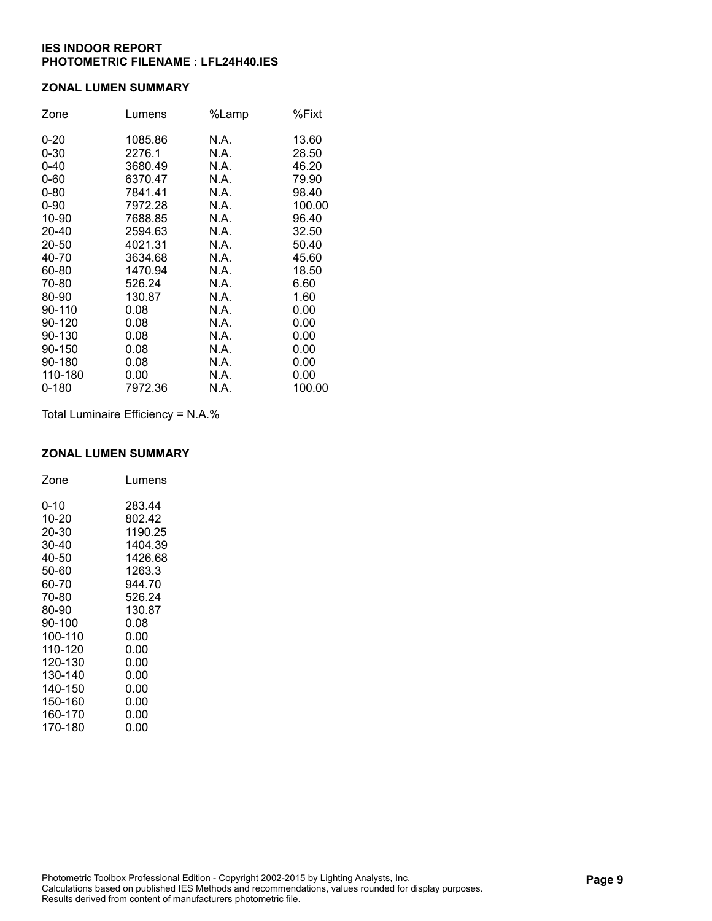**IES INDOOR REPORT**
**PHOTOMETRIC FILENAME : LFL24H40.IES**

## ZONAL LUMEN SUMMARY

| Zone | Lumens | %Lamp | %Fixt |
|---|---|---|---|
| 0-20 | 1085.86 | N.A. | 13.60 |
| 0-30 | 2276.1 | N.A. | 28.50 |
| 0-40 | 3680.49 | N.A. | 46.20 |
| 0-60 | 6370.47 | N.A. | 79.90 |
| 0-80 | 7841.41 | N.A. | 98.40 |
| 0-90 | 7972.28 | N.A. | 100.00 |
| 10-90 | 7688.85 | N.A. | 96.40 |
| 20-40 | 2594.63 | N.A. | 32.50 |
| 20-50 | 4021.31 | N.A. | 50.40 |
| 40-70 | 3634.68 | N.A. | 45.60 |
| 60-80 | 1470.94 | N.A. | 18.50 |
| 70-80 | 526.24 | N.A. | 6.60 |
| 80-90 | 130.87 | N.A. | 1.60 |
| 90-110 | 0.08 | N.A. | 0.00 |
| 90-120 | 0.08 | N.A. | 0.00 |
| 90-130 | 0.08 | N.A. | 0.00 |
| 90-150 | 0.08 | N.A. | 0.00 |
| 90-180 | 0.08 | N.A. | 0.00 |
| 110-180 | 0.00 | N.A. | 0.00 |
| 0-180 | 7972.36 | N.A. | 100.00 |

Total Luminaire Efficiency = N.A.%

## ZONAL LUMEN SUMMARY

| Zone | Lumens |
|---|---|
| 0-10 | 283.44 |
| 10-20 | 802.42 |
| 20-30 | 1190.25 |
| 30-40 | 1404.39 |
| 40-50 | 1426.68 |
| 50-60 | 1263.3 |
| 60-70 | 944.70 |
| 70-80 | 526.24 |
| 80-90 | 130.87 |
| 90-100 | 0.08 |
| 100-110 | 0.00 |
| 110-120 | 0.00 |
| 120-130 | 0.00 |
| 130-140 | 0.00 |
| 140-150 | 0.00 |
| 150-160 | 0.00 |
| 160-170 | 0.00 |
| 170-180 | 0.00 |

Photometric Toolbox Professional Edition - Copyright 2002-2015 by Lighting Analysts, Inc.
Calculations based on published IES Methods and recommendations, values rounded for display purposes.
Results derived from content of manufacturers photometric file.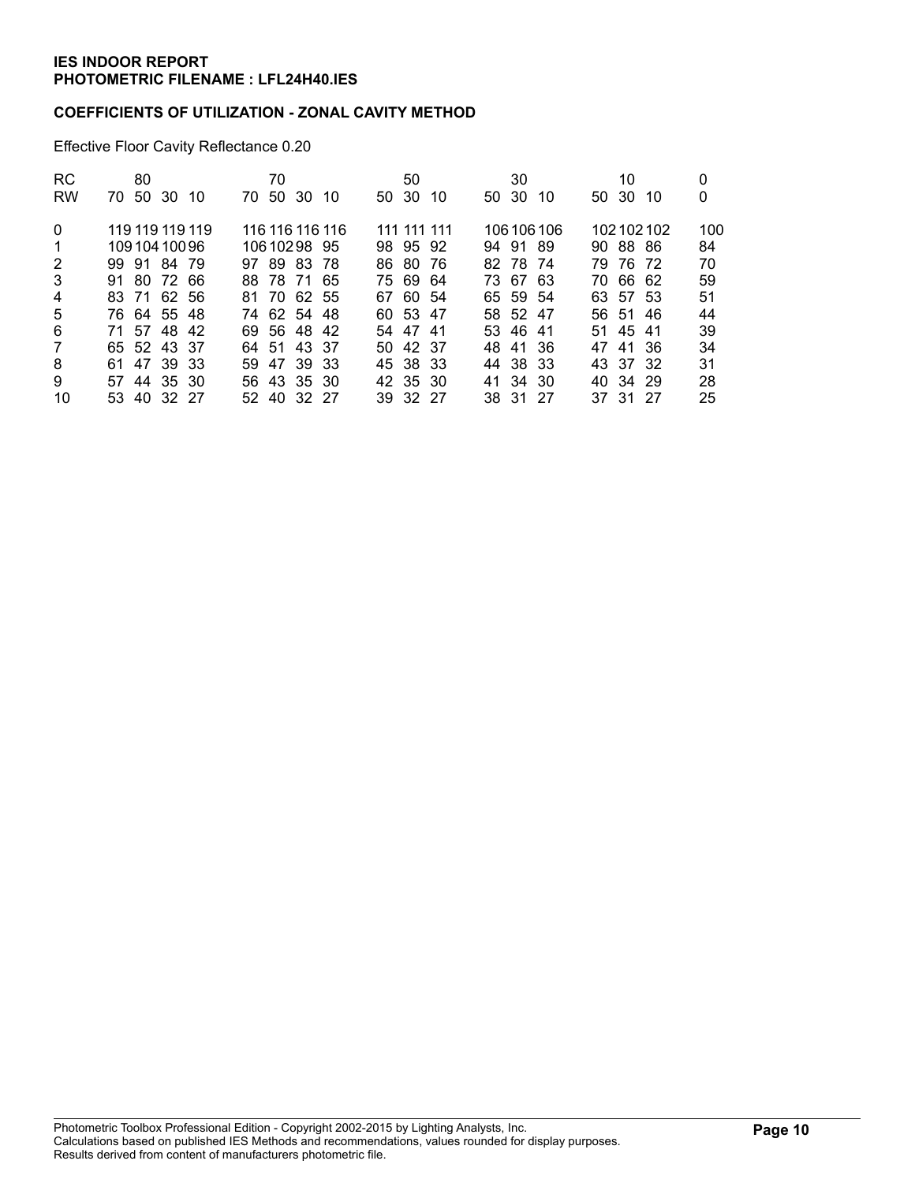**IES INDOOR REPORT**
**PHOTOMETRIC FILENAME : LFL24H40.IES**

**COEFFICIENTS OF UTILIZATION - ZONAL CAVITY METHOD**

Effective Floor Cavity Reflectance 0.20

| RC | 80 | | | | 70 | | | | 50 | | | 30 | | | 10 | | | 0 |
|---|---|---|---|---|---|---|---|---|---|---|---|---|---|---|---|---|---|---|
| RW | 70 | 50 | 30 | 10 | 70 | 50 | 30 | 10 | 50 | 30 | 10 | 50 | 30 | 10 | 50 | 30 | 10 | 0 |
| 0 | 119 | 119 | 119 | 119 | 116 | 116 | 116 | 116 | 111 | 111 | 111 | 106 | 106 | 106 | 102 | 102 | 102 | 100 |
| 1 | 109 | 104 | 100 | 96 | 106 | 102 | 98 | 95 | 98 | 95 | 92 | 94 | 91 | 89 | 90 | 88 | 86 | 84 |
| 2 | 99 | 91 | 84 | 79 | 97 | 89 | 83 | 78 | 86 | 80 | 76 | 82 | 78 | 74 | 79 | 76 | 72 | 70 |
| 3 | 91 | 80 | 72 | 66 | 88 | 78 | 71 | 65 | 75 | 69 | 64 | 73 | 67 | 63 | 70 | 66 | 62 | 59 |
| 4 | 83 | 71 | 62 | 56 | 81 | 70 | 62 | 55 | 67 | 60 | 54 | 65 | 59 | 54 | 63 | 57 | 53 | 51 |
| 5 | 76 | 64 | 55 | 48 | 74 | 62 | 54 | 48 | 60 | 53 | 47 | 58 | 52 | 47 | 56 | 51 | 46 | 44 |
| 6 | 71 | 57 | 48 | 42 | 69 | 56 | 48 | 42 | 54 | 47 | 41 | 53 | 46 | 41 | 51 | 45 | 41 | 39 |
| 7 | 65 | 52 | 43 | 37 | 64 | 51 | 43 | 37 | 50 | 42 | 37 | 48 | 41 | 36 | 47 | 41 | 36 | 34 |
| 8 | 61 | 47 | 39 | 33 | 59 | 47 | 39 | 33 | 45 | 38 | 33 | 44 | 38 | 33 | 43 | 37 | 32 | 31 |
| 9 | 57 | 44 | 35 | 30 | 56 | 43 | 35 | 30 | 42 | 35 | 30 | 41 | 34 | 30 | 40 | 34 | 29 | 28 |
| 10 | 53 | 40 | 32 | 27 | 52 | 40 | 32 | 27 | 39 | 32 | 27 | 38 | 31 | 27 | 37 | 31 | 27 | 25 |

Photometric Toolbox Professional Edition - Copyright 2002-2015 by Lighting Analysts, Inc.
Calculations based on published IES Methods and recommendations, values rounded for display purposes.
Results derived from content of manufacturers photometric file.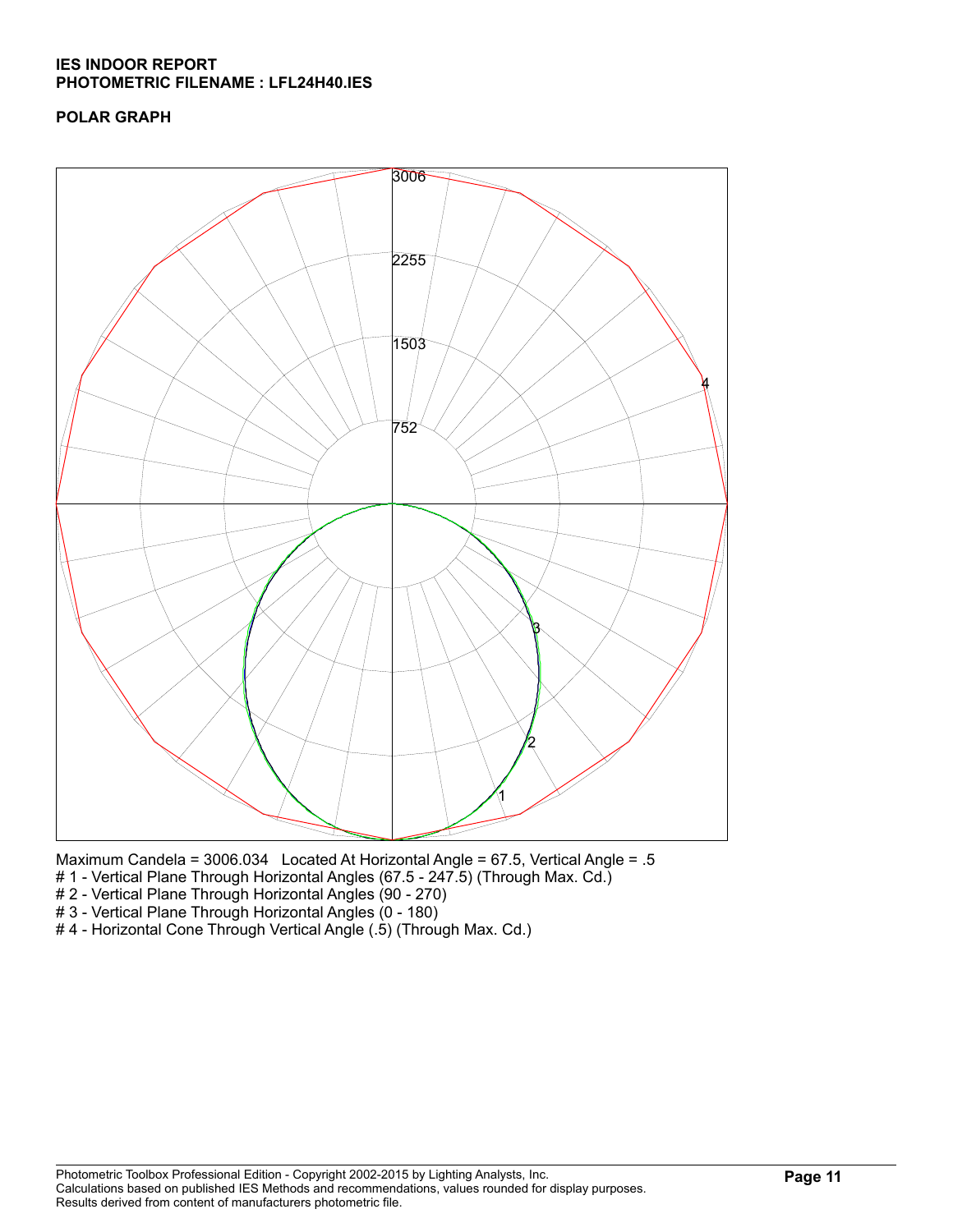**IES INDOOR REPORT**
**PHOTOMETRIC FILENAME : LFL24H40.IES**

**POLAR GRAPH**

3006
2255
1503
752
4
3
2
1

Maximum Candela = 3006.034 Located At Horizontal Angle = 67.5, Vertical Angle = .5
# 1 - Vertical Plane Through Horizontal Angles (67.5 - 247.5) (Through Max. Cd.)
# 2 - Vertical Plane Through Horizontal Angles (90 - 270)
# 3 - Vertical Plane Through Horizontal Angles (0 - 180)
# 4 - Horizontal Cone Through Vertical Angle (.5) (Through Max. Cd.)

Photometric Toolbox Professional Edition - Copyright 2002-2015 by Lighting Analysts, Inc.
Calculations based on published IES Methods and recommendations, values rounded for display purposes.
Results derived from content of manufacturers photometric file.